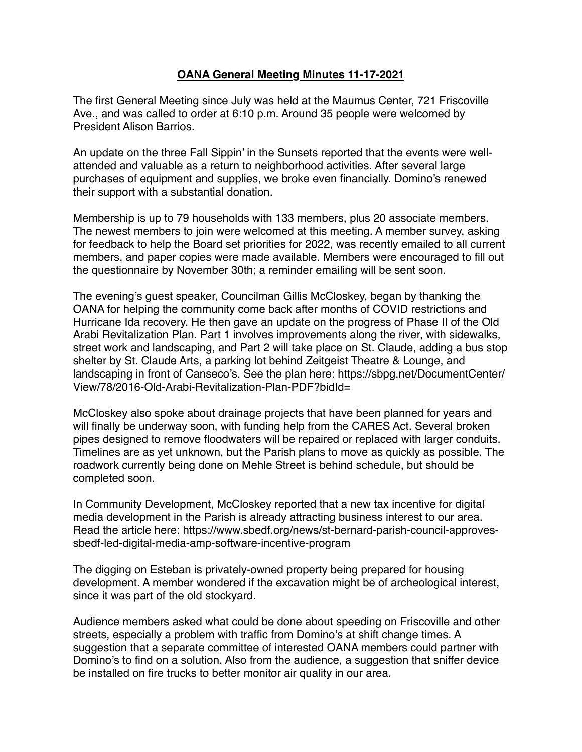# **OANA General Meeting Minutes 11-17-2021**

The first General Meeting since July was held at the Maumus Center, 721 Friscoville Ave., and was called to order at 6:10 p.m. Around 35 people were welcomed by President Alison Barrios.

An update on the three Fall Sippin' in the Sunsets reported that the events were well-attended and valuable as a return to neighborhood activities. After several large purchases of equipment and supplies, we broke even financially. Domino's renewed their support with a substantial donation.

Membership is up to 79 households with 133 members, plus 20 associate members. The newest members to join were welcomed at this meeting. A member survey, asking for feedback to help the Board set priorities for 2022, was recently emailed to all current members, and paper copies were made available. Members were encouraged to fill out the questionnaire by November 30th; a reminder emailing will be sent soon.

The evening's guest speaker, Councilman Gillis McCloskey, began by thanking the OANA for helping the community come back after months of COVID restrictions and Hurricane Ida recovery. He then gave an update on the progress of Phase II of the Old Arabi Revitalization Plan. Part 1 involves improvements along the river, with sidewalks, street work and landscaping, and Part 2 will take place on St. Claude, adding a bus stop shelter by St. Claude Arts, a parking lot behind Zeitgeist Theatre & Lounge, and landscaping in front of Canseco's. See the plan here: https://sbpg.net/DocumentCenter/View/78/2016-Old-Arabi-Revitalization-Plan-PDF?bidId=

McCloskey also spoke about drainage projects that have been planned for years and will finally be underway soon, with funding help from the CARES Act. Several broken pipes designed to remove floodwaters will be repaired or replaced with larger conduits. Timelines are as yet unknown, but the Parish plans to move as quickly as possible. The roadwork currently being done on Mehle Street is behind schedule, but should be completed soon.

In Community Development, McCloskey reported that a new tax incentive for digital media development in the Parish is already attracting business interest to our area. Read the article here: https://www.sbedf.org/news/st-bernard-parish-council-approves-sbedf-led-digital-media-amp-software-incentive-program

The digging on Esteban is privately-owned property being prepared for housing development. A member wondered if the excavation might be of archeological interest, since it was part of the old stockyard.

Audience members asked what could be done about speeding on Friscoville and other streets, especially a problem with traffic from Domino's at shift change times. A suggestion that a separate committee of interested OANA members could partner with Domino's to find on a solution. Also from the audience, a suggestion that sniffer device be installed on fire trucks to better monitor air quality in our area.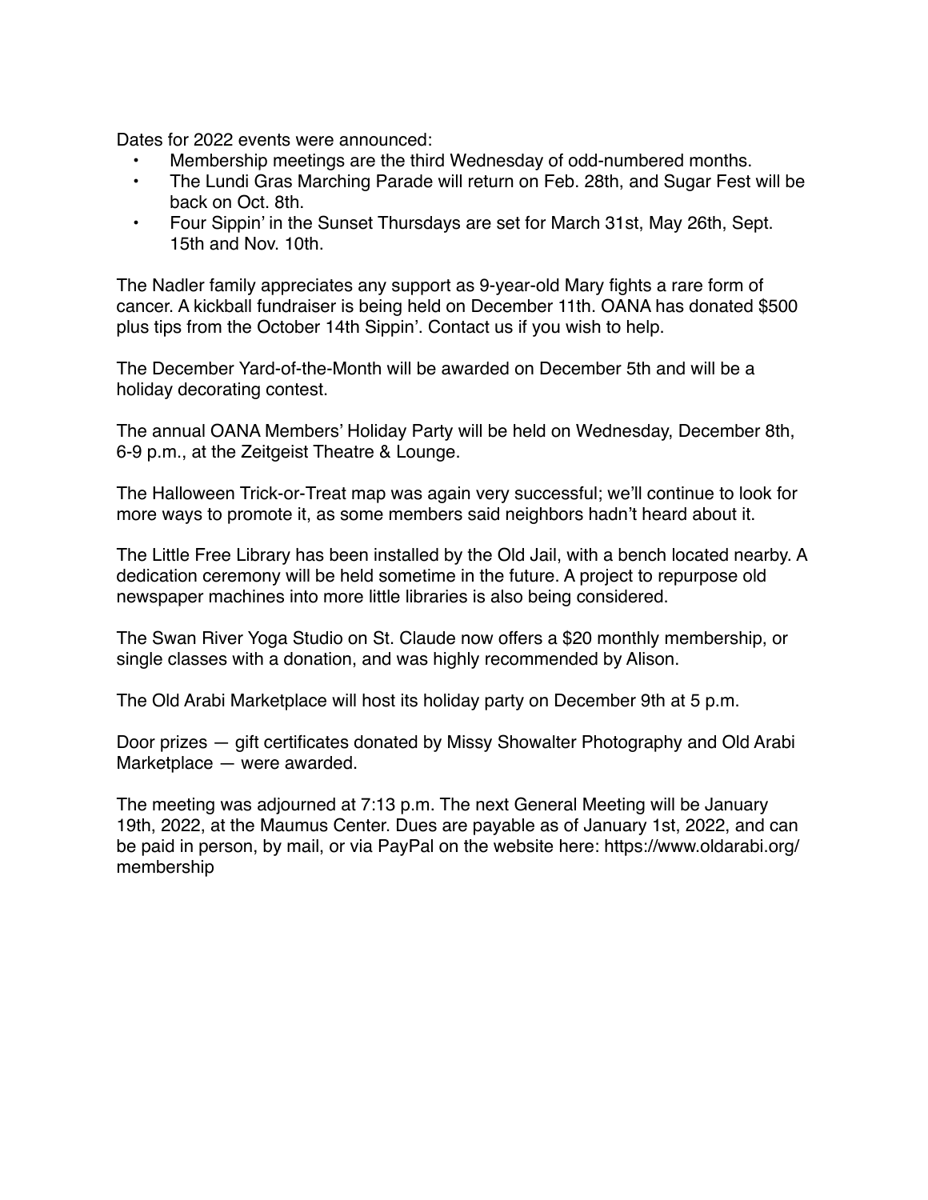Dates for 2022 events were announced:

- Membership meetings are the third Wednesday of odd-numbered months.
- The Lundi Gras Marching Parade will return on Feb. 28th, and Sugar Fest will be back on Oct. 8th.
- Four Sippin' in the Sunset Thursdays are set for March 31st, May 26th, Sept. 15th and Nov. 10th.

The Nadler family appreciates any support as 9-year-old Mary fights a rare form of cancer. A kickball fundraiser is being held on December 11th. OANA has donated $500 plus tips from the October 14th Sippin'. Contact us if you wish to help.

The December Yard-of-the-Month will be awarded on December 5th and will be a holiday decorating contest.

The annual OANA Members' Holiday Party will be held on Wednesday, December 8th, 6-9 p.m., at the Zeitgeist Theatre & Lounge.

The Halloween Trick-or-Treat map was again very successful; we'll continue to look for more ways to promote it, as some members said neighbors hadn't heard about it.

The Little Free Library has been installed by the Old Jail, with a bench located nearby. A dedication ceremony will be held sometime in the future. A project to repurpose old newspaper machines into more little libraries is also being considered.

The Swan River Yoga Studio on St. Claude now offers a $20 monthly membership, or single classes with a donation, and was highly recommended by Alison.

The Old Arabi Marketplace will host its holiday party on December 9th at 5 p.m.

Door prizes — gift certificates donated by Missy Showalter Photography and Old Arabi Marketplace — were awarded.

The meeting was adjourned at 7:13 p.m. The next General Meeting will be January 19th, 2022, at the Maumus Center. Dues are payable as of January 1st, 2022, and can be paid in person, by mail, or via PayPal on the website here: https://www.oldarabi.org/membership